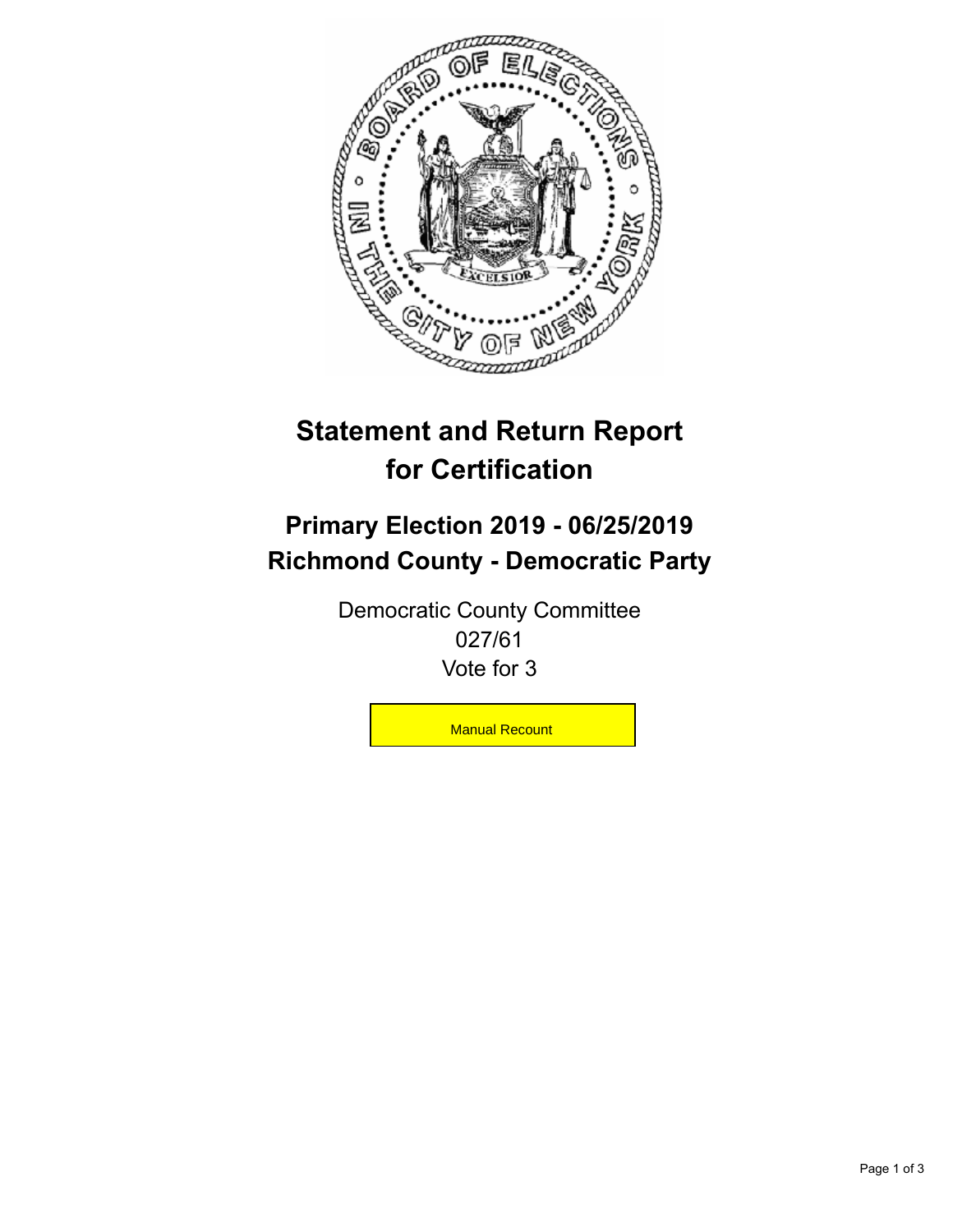# Statement and Return Report for Certification

## Primary Election 2019 - 06/25/2019
## Richmond County - Democratic Party

Democratic County Committee
027/61
Vote for 3

Manual Recount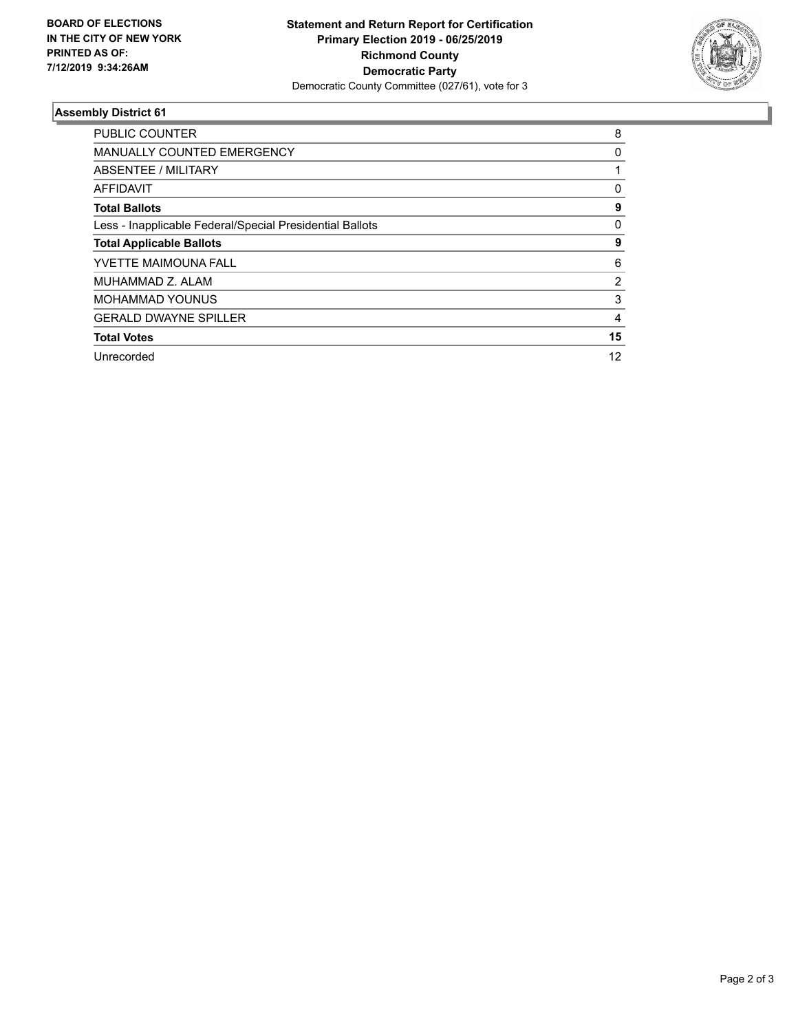**BOARD OF ELECTIONS IN THE CITY OF NEW YORK PRINTED AS OF: 7/12/2019 9:34:26AM**

**Statement and Return Report for Certification**
**Primary Election 2019 - 06/25/2019**
**Richmond County**
**Democratic Party**
Democratic County Committee (027/61), vote for 3

## Assembly District 61

| | |
|---|---|
| PUBLIC COUNTER | 8 |
| MANUALLY COUNTED EMERGENCY | 0 |
| ABSENTEE / MILITARY | 1 |
| AFFIDAVIT | 0 |
| **Total Ballots** | **9** |
| Less - Inapplicable Federal/Special Presidential Ballots | 0 |
| **Total Applicable Ballots** | **9** |
| YVETTE MAIMOUNA FALL | 6 |
| MUHAMMAD Z. ALAM | 2 |
| MOHAMMAD YOUNUS | 3 |
| GERALD DWAYNE SPILLER | 4 |
| **Total Votes** | **15** |
| Unrecorded | 12 |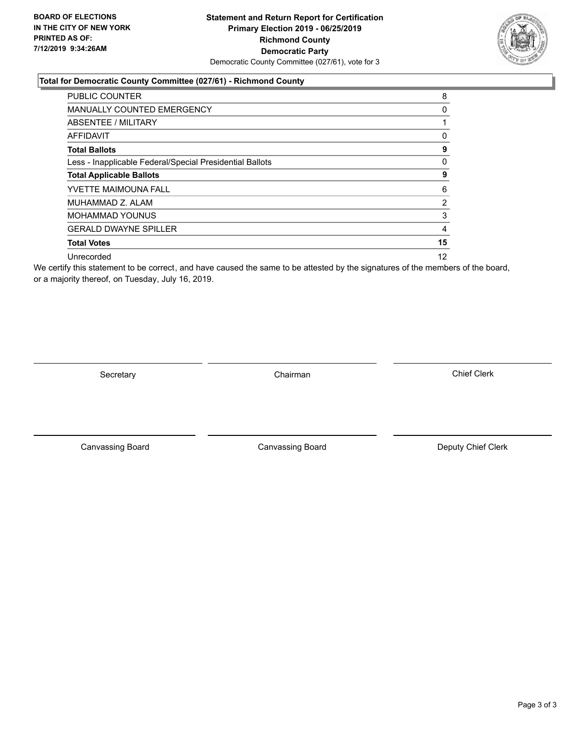**BOARD OF ELECTIONS IN THE CITY OF NEW YORK PRINTED AS OF: 7/12/2019 9:34:26AM**

**Statement and Return Report for Certification Primary Election 2019 - 06/25/2019 Richmond County Democratic Party**

Democratic County Committee (027/61), vote for 3

### Total for Democratic County Committee (027/61) - Richmond County

| | |
|---|---|
| PUBLIC COUNTER | 8 |
| MANUALLY COUNTED EMERGENCY | 0 |
| ABSENTEE / MILITARY | 1 |
| AFFIDAVIT | 0 |
| **Total Ballots** | **9** |
| Less - Inapplicable Federal/Special Presidential Ballots | 0 |
| **Total Applicable Ballots** | **9** |
| YVETTE MAIMOUNA FALL | 6 |
| MUHAMMAD Z. ALAM | 2 |
| MOHAMMAD YOUNUS | 3 |
| GERALD DWAYNE SPILLER | 4 |
| **Total Votes** | **15** |
| Unrecorded | 12 |

We certify this statement to be correct, and have caused the same to be attested by the signatures of the members of the board, or a majority thereof, on Tuesday, July 16, 2019.

Secretary

Chairman

Chief Clerk

Canvassing Board

Canvassing Board

Deputy Chief Clerk